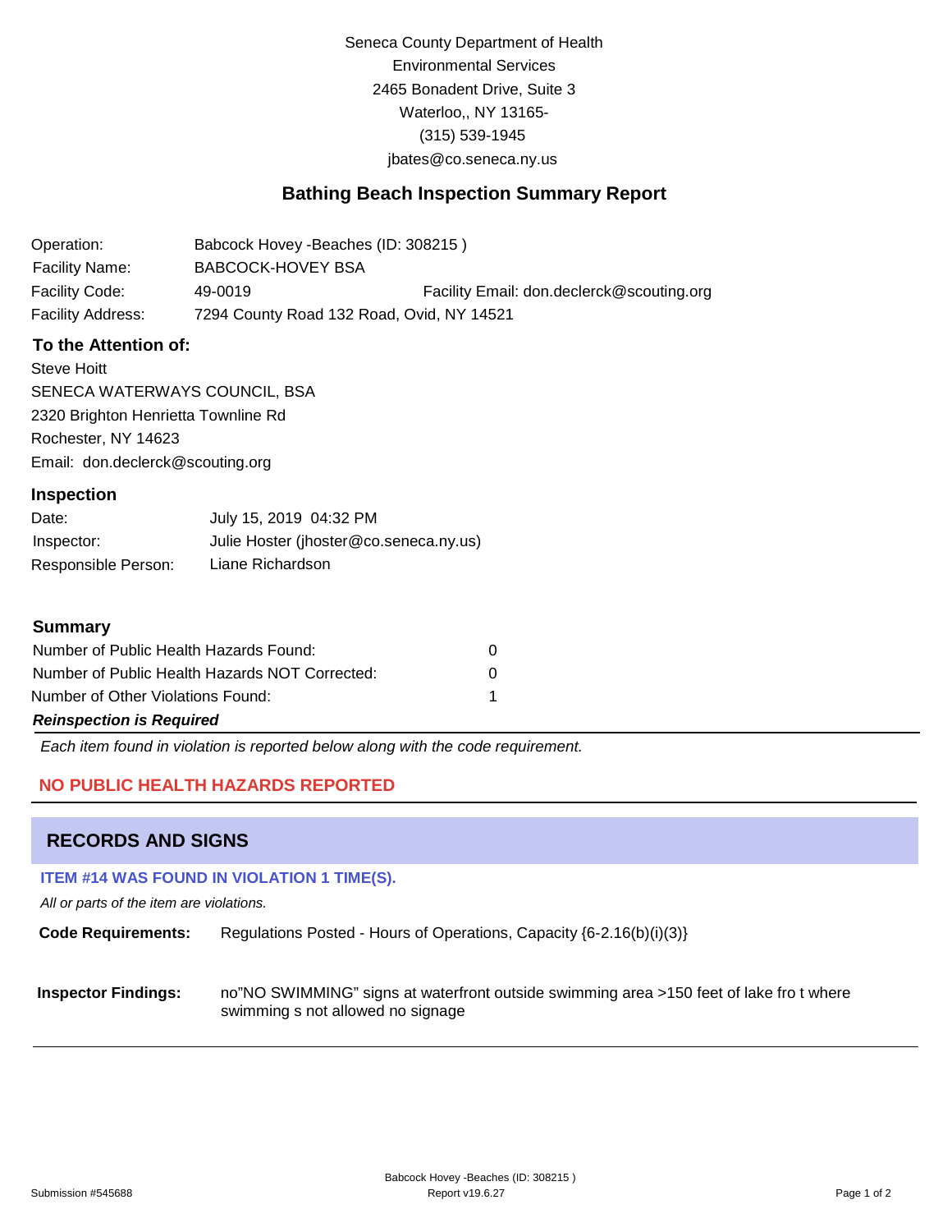Seneca County Department of Health
Environmental Services
2465 Bonadent Drive, Suite 3
Waterloo,, NY 13165-
(315) 539-1945
jbates@co.seneca.ny.us

# Bathing Beach Inspection Summary Report

| | | |
|---|---|---|
| Operation: | Babcock Hovey -Beaches (ID: 308215 ) | |
| Facility Name: | BABCOCK-HOVEY BSA | |
| Facility Code: | 49-0019 | Facility Email: don.declerck@scouting.org |
| Facility Address: | 7294 County Road 132 Road, Ovid, NY 14521 | |

### To the Attention of:

Steve Hoitt
SENECA WATERWAYS COUNCIL, BSA
2320 Brighton Henrietta Townline Rd
Rochester, NY 14623
Email: don.declerck@scouting.org

### Inspection

| | |
|---|---|
| Date: | July 15, 2019 04:32 PM |
| Inspector: | Julie Hoster (jhoster@co.seneca.ny.us) |
| Responsible Person: | Liane Richardson |

### Summary

| | |
|---|---|
| Number of Public Health Hazards Found: | 0 |
| Number of Public Health Hazards NOT Corrected: | 0 |
| Number of Other Violations Found: | 1 |

***Reinspection is Required***

*Each item found in violation is reported below along with the code requirement.*

**NO PUBLIC HEALTH HAZARDS REPORTED**

## RECORDS AND SIGNS

**ITEM #14 WAS FOUND IN VIOLATION 1 TIME(S).**

*All or parts of the item are violations.*

**Code Requirements:** Regulations Posted - Hours of Operations, Capacity {6-2.16(b)(i)(3)}

**Inspector Findings:** no"NO SWIMMING" signs at waterfront outside swimming area >150 feet of lake fro t where swimming s not allowed no signage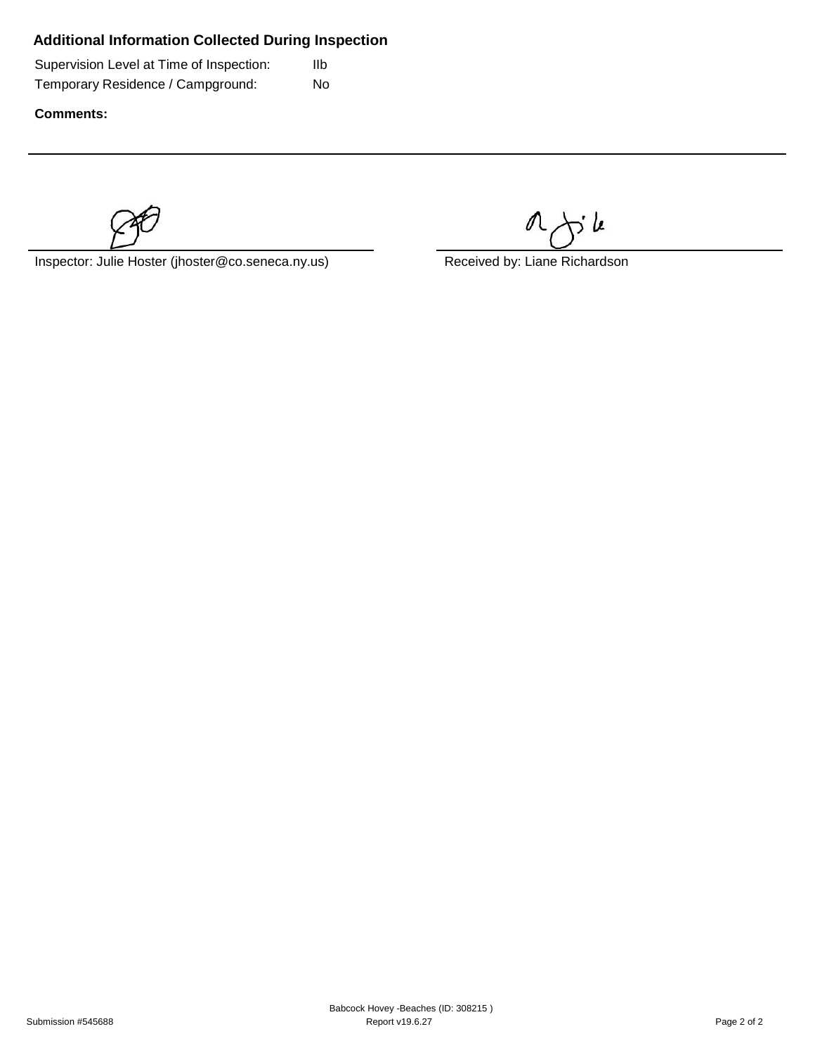## Additional Information Collected During Inspection

| | |
|---|---|
| Supervision Level at Time of Inspection: | IIb |
| Temporary Residence / Campground: | No |

**Comments:**

Inspector: Julie Hoster (jhoster@co.seneca.ny.us)

Received by: Liane Richardson